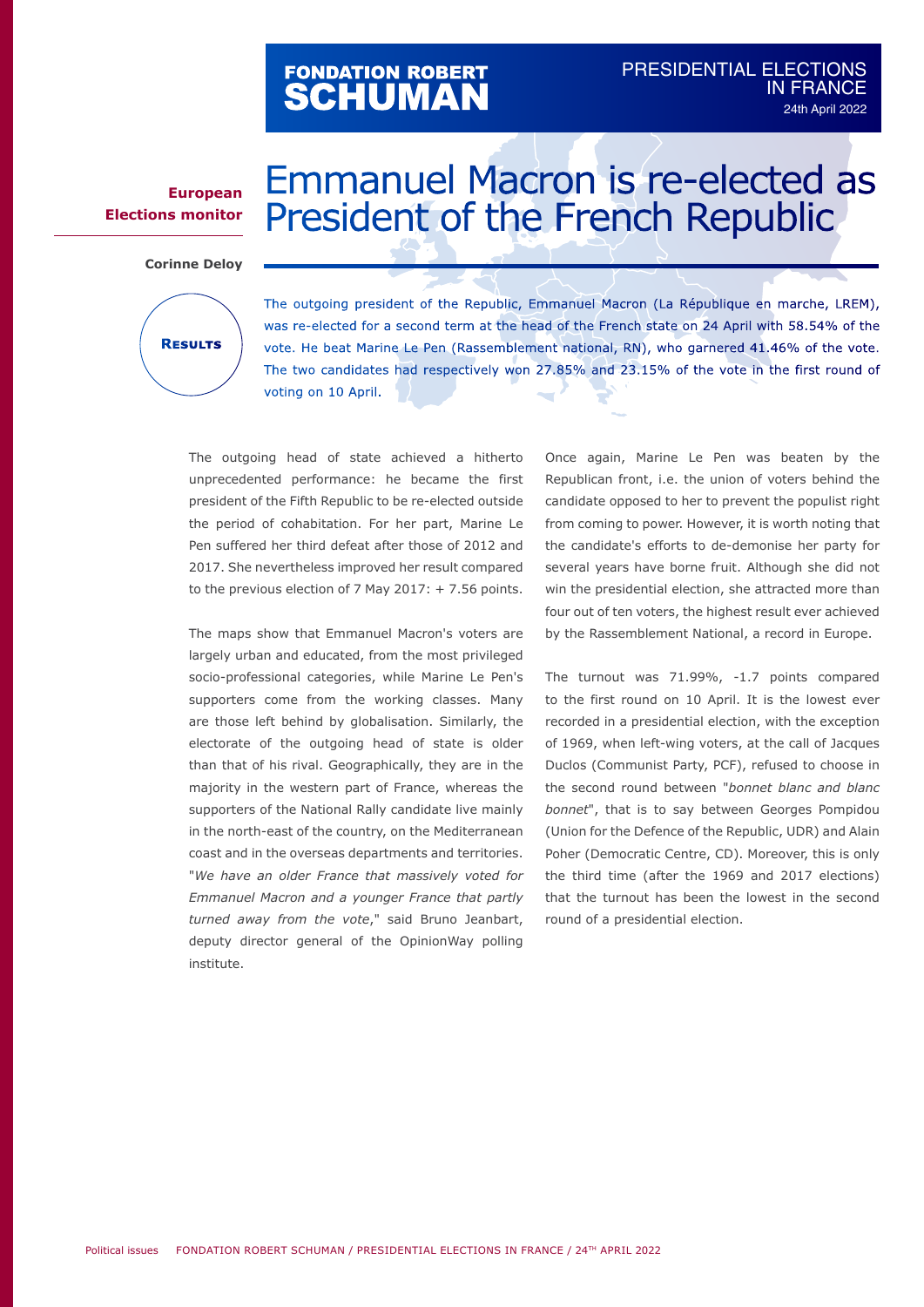FONDATION ROBERT SCHUMAN

PRESIDENTIAL ELECTIONS IN FRANCE
24th April 2022

**European Elections monitor**

# Emmanuel Macron is re-elected as President of the French Republic

**Corinne Deloy**

**Results**

The outgoing president of the Republic, Emmanuel Macron (La République en marche, LREM), was re-elected for a second term at the head of the French state on 24 April with 58.54% of the vote. He beat Marine Le Pen (Rassemblement national, RN), who garnered 41.46% of the vote. The two candidates had respectively won 27.85% and 23.15% of the vote in the first round of voting on 10 April.

The outgoing head of state achieved a hitherto unprecedented performance: he became the first president of the Fifth Republic to be re-elected outside the period of cohabitation. For her part, Marine Le Pen suffered her third defeat after those of 2012 and 2017. She nevertheless improved her result compared to the previous election of 7 May 2017: + 7.56 points.

The maps show that Emmanuel Macron's voters are largely urban and educated, from the most privileged socio-professional categories, while Marine Le Pen's supporters come from the working classes. Many are those left behind by globalisation. Similarly, the electorate of the outgoing head of state is older than that of his rival. Geographically, they are in the majority in the western part of France, whereas the supporters of the National Rally candidate live mainly in the north-east of the country, on the Mediterranean coast and in the overseas departments and territories. "*We have an older France that massively voted for Emmanuel Macron and a younger France that partly turned away from the vote*," said Bruno Jeanbart, deputy director general of the OpinionWay polling institute.

Once again, Marine Le Pen was beaten by the Republican front, i.e. the union of voters behind the candidate opposed to her to prevent the populist right from coming to power. However, it is worth noting that the candidate's efforts to de-demonise her party for several years have borne fruit. Although she did not win the presidential election, she attracted more than four out of ten voters, the highest result ever achieved by the Rassemblement National, a record in Europe.

The turnout was 71.99%, -1.7 points compared to the first round on 10 April. It is the lowest ever recorded in a presidential election, with the exception of 1969, when left-wing voters, at the call of Jacques Duclos (Communist Party, PCF), refused to choose in the second round between "*bonnet blanc and blanc bonnet*", that is to say between Georges Pompidou (Union for the Defence of the Republic, UDR) and Alain Poher (Democratic Centre, CD). Moreover, this is only the third time (after the 1969 and 2017 elections) that the turnout has been the lowest in the second round of a presidential election.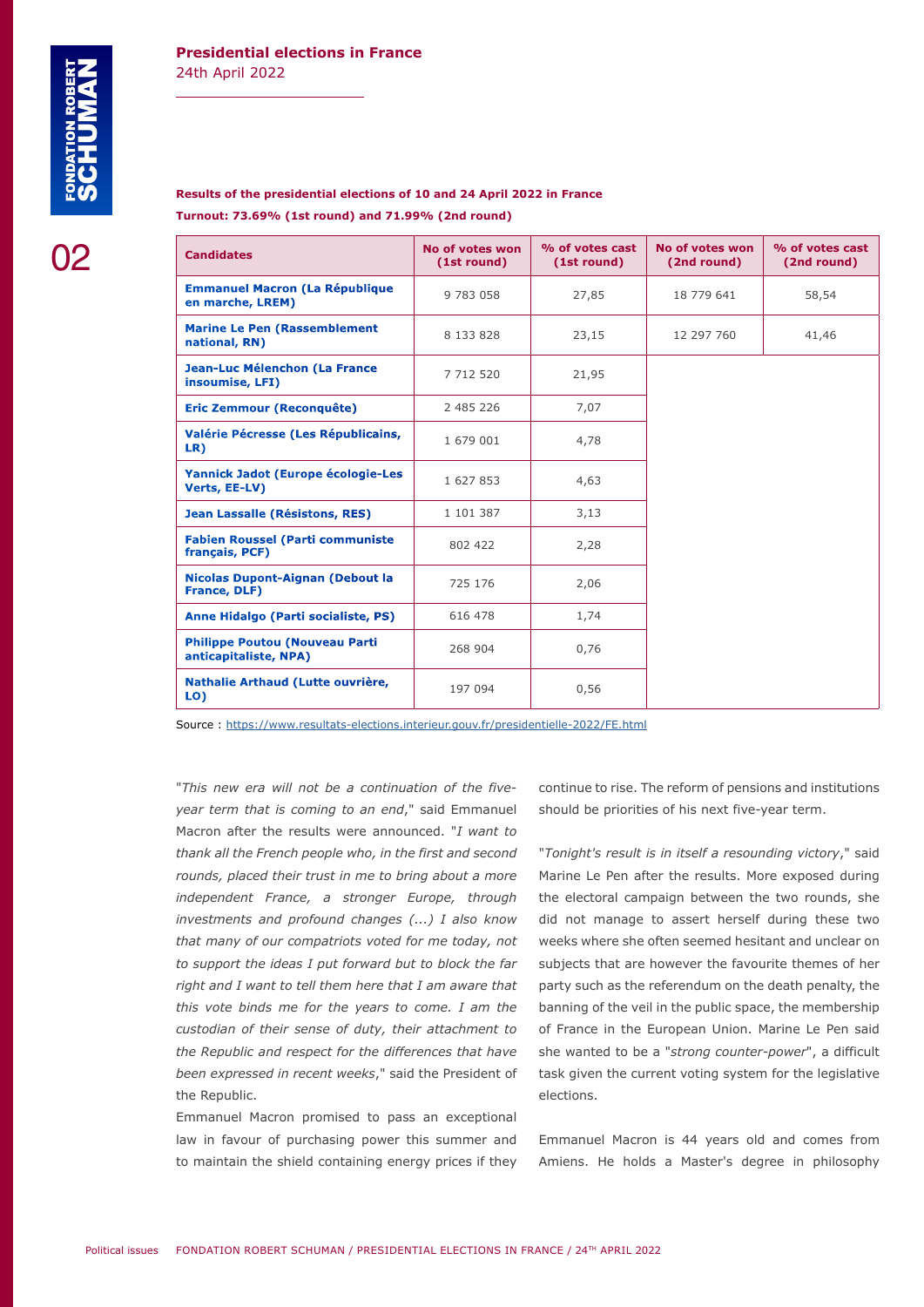**Results of the presidential elections of 10 and 24 April 2022 in France**

**Turnout: 73.69% (1st round) and 71.99% (2nd round)**

| Candidates | No of votes won (1st round) | % of votes cast (1st round) | No of votes won (2nd round) | % of votes cast (2nd round) |
|---|---|---|---|---|
| **Emmanuel Macron (La République en marche, LREM)** | 9 783 058 | 27,85 | 18 779 641 | 58,54 |
| **Marine Le Pen (Rassemblement national, RN)** | 8 133 828 | 23,15 | 12 297 760 | 41,46 |
| **Jean-Luc Mélenchon (La France insoumise, LFI)** | 7 712 520 | 21,95 | | |
| **Eric Zemmour (Reconquête)** | 2 485 226 | 7,07 | | |
| **Valérie Pécresse (Les Républicains, LR)** | 1 679 001 | 4,78 | | |
| **Yannick Jadot (Europe écologie-Les Verts, EE-LV)** | 1 627 853 | 4,63 | | |
| **Jean Lassalle (Résistons, RES)** | 1 101 387 | 3,13 | | |
| **Fabien Roussel (Parti communiste français, PCF)** | 802 422 | 2,28 | | |
| **Nicolas Dupont-Aignan (Debout la France, DLF)** | 725 176 | 2,06 | | |
| **Anne Hidalgo (Parti socialiste, PS)** | 616 478 | 1,74 | | |
| **Philippe Poutou (Nouveau Parti anticapitaliste, NPA)** | 268 904 | 0,76 | | |
| **Nathalie Arthaud (Lutte ouvrière, LO)** | 197 094 | 0,56 | | |

Source : https://www.resultats-elections.interieur.gouv.fr/presidentielle-2022/FE.html

"*This new era will not be a continuation of the five-year term that is coming to an end*," said Emmanuel Macron after the results were announced. "*I want to thank all the French people who, in the first and second rounds, placed their trust in me to bring about a more independent France, a stronger Europe, through investments and profound changes (...) I also know that many of our compatriots voted for me today, not to support the ideas I put forward but to block the far right and I want to tell them here that I am aware that this vote binds me for the years to come. I am the custodian of their sense of duty, their attachment to the Republic and respect for the differences that have been expressed in recent weeks*," said the President of the Republic.

Emmanuel Macron promised to pass an exceptional law in favour of purchasing power this summer and to maintain the shield containing energy prices if they continue to rise. The reform of pensions and institutions should be priorities of his next five-year term.

"*Tonight's result is in itself a resounding victory*," said Marine Le Pen after the results. More exposed during the electoral campaign between the two rounds, she did not manage to assert herself during these two weeks where she often seemed hesitant and unclear on subjects that are however the favourite themes of her party such as the referendum on the death penalty, the banning of the veil in the public space, the membership of France in the European Union. Marine Le Pen said she wanted to be a "*strong counter-power*", a difficult task given the current voting system for the legislative elections.

Emmanuel Macron is 44 years old and comes from Amiens. He holds a Master's degree in philosophy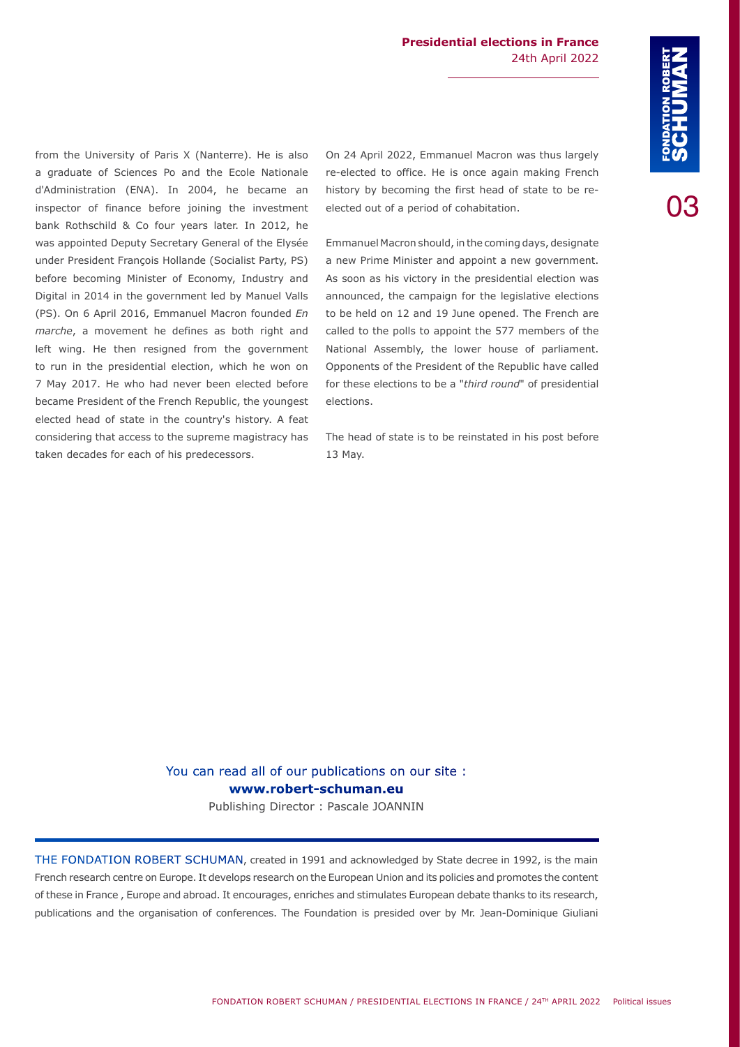from the University of Paris X (Nanterre). He is also a graduate of Sciences Po and the Ecole Nationale d'Administration (ENA). In 2004, he became an inspector of finance before joining the investment bank Rothschild & Co four years later. In 2012, he was appointed Deputy Secretary General of the Elysée under President François Hollande (Socialist Party, PS) before becoming Minister of Economy, Industry and Digital in 2014 in the government led by Manuel Valls (PS). On 6 April 2016, Emmanuel Macron founded *En marche*, a movement he defines as both right and left wing. He then resigned from the government to run in the presidential election, which he won on 7 May 2017. He who had never been elected before became President of the French Republic, the youngest elected head of state in the country's history. A feat considering that access to the supreme magistracy has taken decades for each of his predecessors.

On 24 April 2022, Emmanuel Macron was thus largely re-elected to office. He is once again making French history by becoming the first head of state to be re-elected out of a period of cohabitation.

Emmanuel Macron should, in the coming days, designate a new Prime Minister and appoint a new government. As soon as his victory in the presidential election was announced, the campaign for the legislative elections to be held on 12 and 19 June opened. The French are called to the polls to appoint the 577 members of the National Assembly, the lower house of parliament. Opponents of the President of the Republic have called for these elections to be a "*third round*" of presidential elections.

The head of state is to be reinstated in his post before 13 May.

You can read all of our publications on our site :
**www.robert-schuman.eu**
Publishing Director : Pascale JOANNIN

THE FONDATION ROBERT SCHUMAN, created in 1991 and acknowledged by State decree in 1992, is the main French research centre on Europe. It develops research on the European Union and its policies and promotes the content of these in France , Europe and abroad. It encourages, enriches and stimulates European debate thanks to its research, publications and the organisation of conferences. The Foundation is presided over by Mr. Jean-Dominique Giuliani